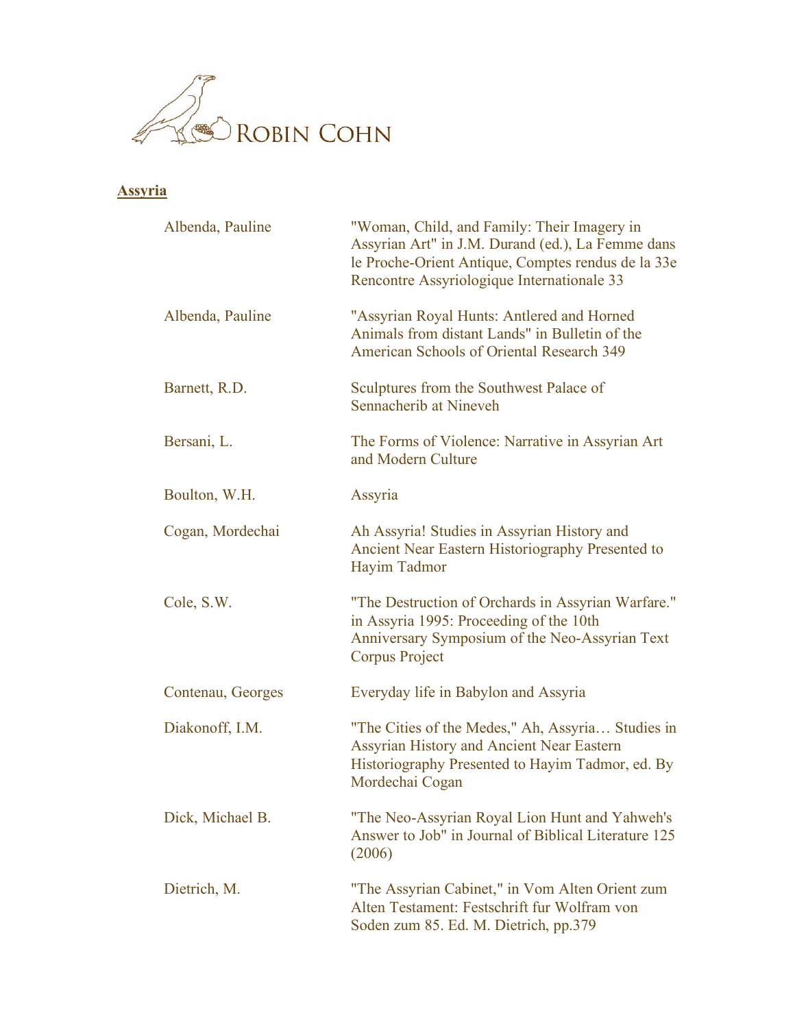ROBIN COHN

**Assyria**

| Author | Title |
|---|---|
| Albenda, Pauline | "Woman, Child, and Family: Their Imagery in Assyrian Art" in J.M. Durand (ed.), La Femme dans le Proche-Orient Antique, Comptes rendus de la 33e Rencontre Assyriologique Internationale 33 |
| Albenda, Pauline | "Assyrian Royal Hunts: Antlered and Horned Animals from distant Lands" in Bulletin of the American Schools of Oriental Research 349 |
| Barnett, R.D. | Sculptures from the Southwest Palace of Sennacherib at Nineveh |
| Bersani, L. | The Forms of Violence: Narrative in Assyrian Art and Modern Culture |
| Boulton, W.H. | Assyria |
| Cogan, Mordechai | Ah Assyria! Studies in Assyrian History and Ancient Near Eastern Historiography Presented to Hayim Tadmor |
| Cole, S.W. | "The Destruction of Orchards in Assyrian Warfare." in Assyria 1995: Proceeding of the 10th Anniversary Symposium of the Neo-Assyrian Text Corpus Project |
| Contenau, Georges | Everyday life in Babylon and Assyria |
| Diakonoff, I.M. | "The Cities of the Medes," Ah, Assyria… Studies in Assyrian History and Ancient Near Eastern Historiography Presented to Hayim Tadmor, ed. By Mordechai Cogan |
| Dick, Michael B. | "The Neo-Assyrian Royal Lion Hunt and Yahweh's Answer to Job" in Journal of Biblical Literature 125 (2006) |
| Dietrich, M. | "The Assyrian Cabinet," in Vom Alten Orient zum Alten Testament: Festschrift fur Wolfram von Soden zum 85. Ed. M. Dietrich, pp.379 |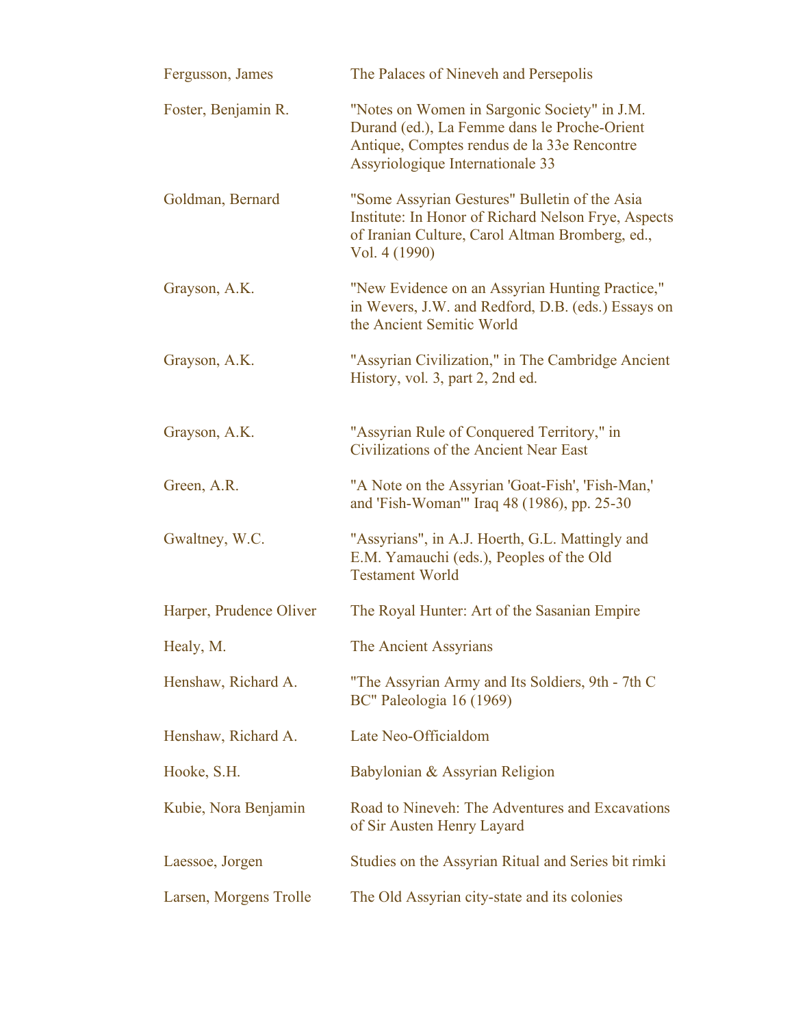| | |
|---|---|
| Fergusson, James | The Palaces of Nineveh and Persepolis |
| Foster, Benjamin R. | "Notes on Women in Sargonic Society" in J.M. Durand (ed.), La Femme dans le Proche-Orient Antique, Comptes rendus de la 33e Rencontre Assyriologique Internationale 33 |
| Goldman, Bernard | "Some Assyrian Gestures" Bulletin of the Asia Institute: In Honor of Richard Nelson Frye, Aspects of Iranian Culture, Carol Altman Bromberg, ed., Vol. 4 (1990) |
| Grayson, A.K. | "New Evidence on an Assyrian Hunting Practice," in Wevers, J.W. and Redford, D.B. (eds.) Essays on the Ancient Semitic World |
| Grayson, A.K. | "Assyrian Civilization," in The Cambridge Ancient History, vol. 3, part 2, 2nd ed. |
| Grayson, A.K. | "Assyrian Rule of Conquered Territory," in Civilizations of the Ancient Near East |
| Green, A.R. | "A Note on the Assyrian 'Goat-Fish', 'Fish-Man,' and 'Fish-Woman'" Iraq 48 (1986), pp. 25-30 |
| Gwaltney, W.C. | "Assyrians", in A.J. Hoerth, G.L. Mattingly and E.M. Yamauchi (eds.), Peoples of the Old Testament World |
| Harper, Prudence Oliver | The Royal Hunter: Art of the Sasanian Empire |
| Healy, M. | The Ancient Assyrians |
| Henshaw, Richard A. | "The Assyrian Army and Its Soldiers, 9th - 7th C BC" Paleologia 16 (1969) |
| Henshaw, Richard A. | Late Neo-Officialdom |
| Hooke, S.H. | Babylonian & Assyrian Religion |
| Kubie, Nora Benjamin | Road to Nineveh: The Adventures and Excavations of Sir Austen Henry Layard |
| Laessoe, Jorgen | Studies on the Assyrian Ritual and Series bit rimki |
| Larsen, Morgens Trolle | The Old Assyrian city-state and its colonies |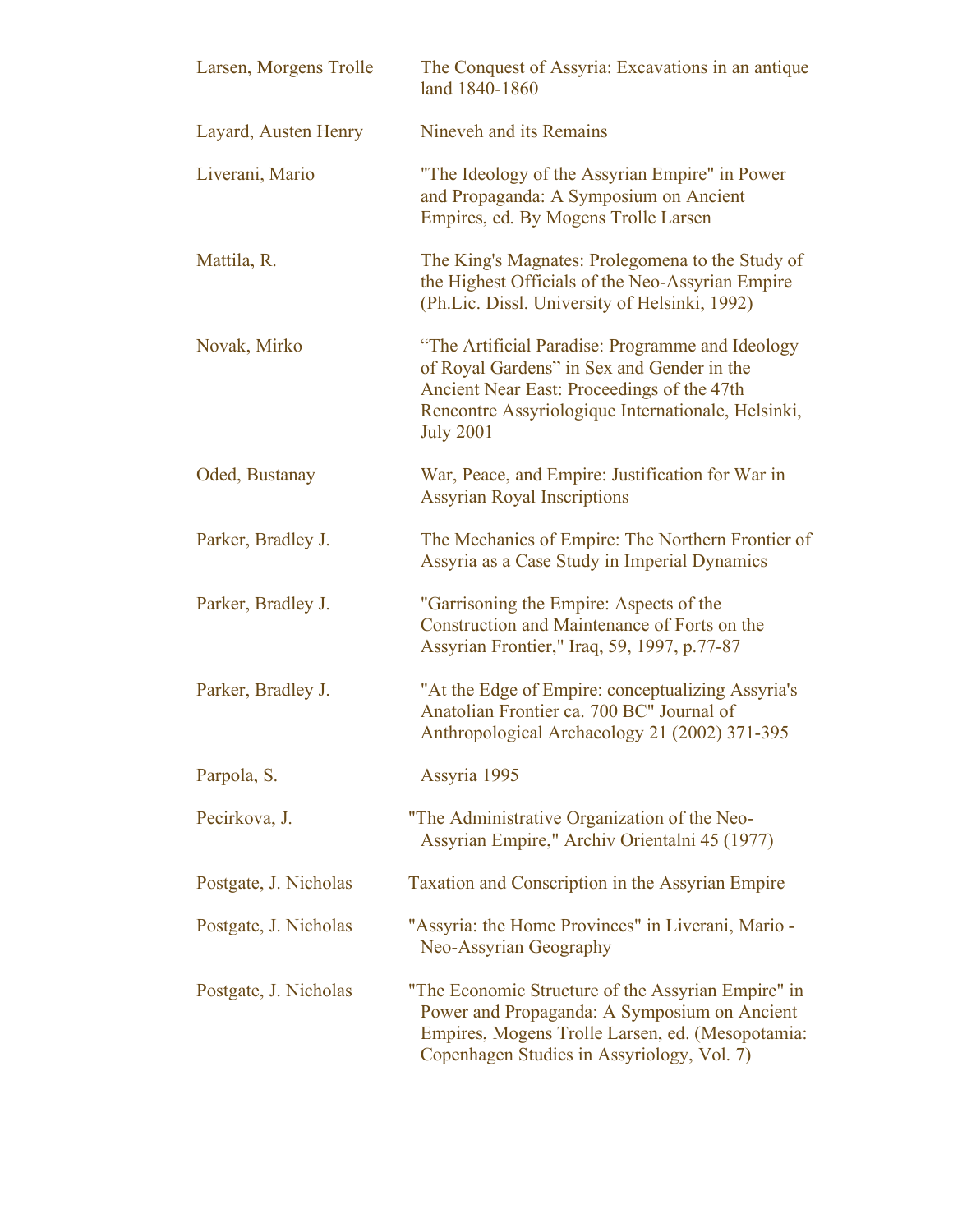| | |
|---|---|
| Larsen, Morgens Trolle | The Conquest of Assyria: Excavations in an antique land 1840-1860 |
| Layard, Austen Henry | Nineveh and its Remains |
| Liverani, Mario | "The Ideology of the Assyrian Empire" in Power and Propaganda: A Symposium on Ancient Empires, ed. By Mogens Trolle Larsen |
| Mattila, R. | The King's Magnates: Prolegomena to the Study of the Highest Officials of the Neo-Assyrian Empire (Ph.Lic. Dissl. University of Helsinki, 1992) |
| Novak, Mirko | "The Artificial Paradise: Programme and Ideology of Royal Gardens" in Sex and Gender in the Ancient Near East: Proceedings of the 47th Rencontre Assyriologique Internationale, Helsinki, July 2001 |
| Oded, Bustanay | War, Peace, and Empire: Justification for War in Assyrian Royal Inscriptions |
| Parker, Bradley J. | The Mechanics of Empire: The Northern Frontier of Assyria as a Case Study in Imperial Dynamics |
| Parker, Bradley J. | "Garrisoning the Empire: Aspects of the Construction and Maintenance of Forts on the Assyrian Frontier," Iraq, 59, 1997, p.77-87 |
| Parker, Bradley J. | "At the Edge of Empire: conceptualizing Assyria's Anatolian Frontier ca. 700 BC" Journal of Anthropological Archaeology 21 (2002) 371-395 |
| Parpola, S. | Assyria 1995 |
| Pecirkova, J. | "The Administrative Organization of the Neo-Assyrian Empire," Archiv Orientalni 45 (1977) |
| Postgate, J. Nicholas | Taxation and Conscription in the Assyrian Empire |
| Postgate, J. Nicholas | "Assyria: the Home Provinces" in Liverani, Mario - Neo-Assyrian Geography |
| Postgate, J. Nicholas | "The Economic Structure of the Assyrian Empire" in Power and Propaganda: A Symposium on Ancient Empires, Mogens Trolle Larsen, ed. (Mesopotamia: Copenhagen Studies in Assyriology, Vol. 7) |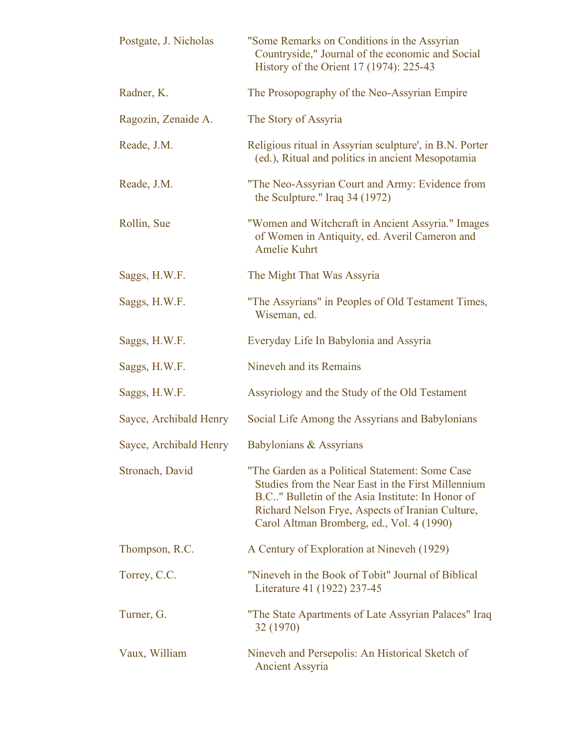| | |
|---|---|
| Postgate, J. Nicholas | "Some Remarks on Conditions in the Assyrian Countryside," Journal of the economic and Social History of the Orient 17 (1974): 225-43 |
| Radner, K. | The Prosopography of the Neo-Assyrian Empire |
| Ragozin, Zenaide A. | The Story of Assyria |
| Reade, J.M. | Religious ritual in Assyrian sculpture', in B.N. Porter (ed.), Ritual and politics in ancient Mesopotamia |
| Reade, J.M. | "The Neo-Assyrian Court and Army: Evidence from the Sculpture." Iraq 34 (1972) |
| Rollin, Sue | "Women and Witchcraft in Ancient Assyria." Images of Women in Antiquity, ed. Averil Cameron and Amelie Kuhrt |
| Saggs, H.W.F. | The Might That Was Assyria |
| Saggs, H.W.F. | "The Assyrians" in Peoples of Old Testament Times, Wiseman, ed. |
| Saggs, H.W.F. | Everyday Life In Babylonia and Assyria |
| Saggs, H.W.F. | Nineveh and its Remains |
| Saggs, H.W.F. | Assyriology and the Study of the Old Testament |
| Sayce, Archibald Henry | Social Life Among the Assyrians and Babylonians |
| Sayce, Archibald Henry | Babylonians & Assyrians |
| Stronach, David | "The Garden as a Political Statement: Some Case Studies from the Near East in the First Millennium B.C.." Bulletin of the Asia Institute: In Honor of Richard Nelson Frye, Aspects of Iranian Culture, Carol Altman Bromberg, ed., Vol. 4 (1990) |
| Thompson, R.C. | A Century of Exploration at Nineveh (1929) |
| Torrey, C.C. | "Nineveh in the Book of Tobit" Journal of Biblical Literature 41 (1922) 237-45 |
| Turner, G. | "The State Apartments of Late Assyrian Palaces" Iraq 32 (1970) |
| Vaux, William | Nineveh and Persepolis: An Historical Sketch of Ancient Assyria |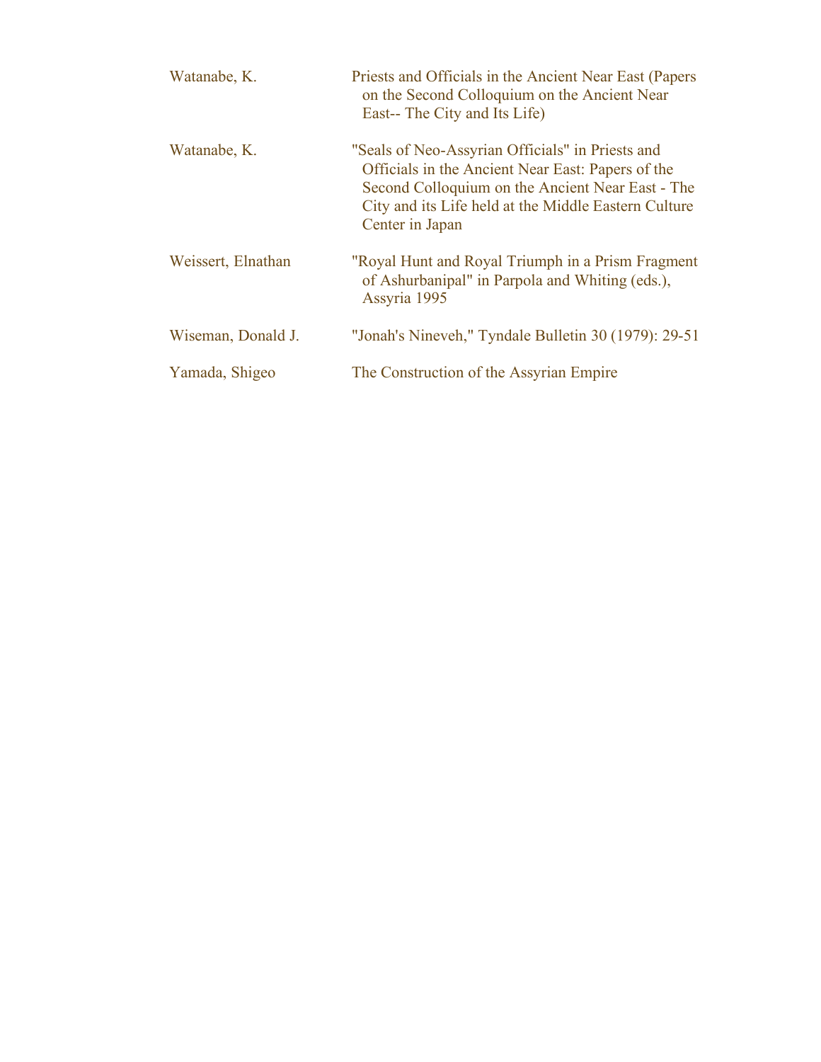| | |
|---|---|
| Watanabe, K. | Priests and Officials in the Ancient Near East (Papers on the Second Colloquium on the Ancient Near East-- The City and Its Life) |
| Watanabe, K. | "Seals of Neo-Assyrian Officials" in Priests and Officials in the Ancient Near East: Papers of the Second Colloquium on the Ancient Near East - The City and its Life held at the Middle Eastern Culture Center in Japan |
| Weissert, Elnathan | "Royal Hunt and Royal Triumph in a Prism Fragment of Ashurbanipal" in Parpola and Whiting (eds.), Assyria 1995 |
| Wiseman, Donald J. | "Jonah's Nineveh," Tyndale Bulletin 30 (1979): 29-51 |
| Yamada, Shigeo | The Construction of the Assyrian Empire |